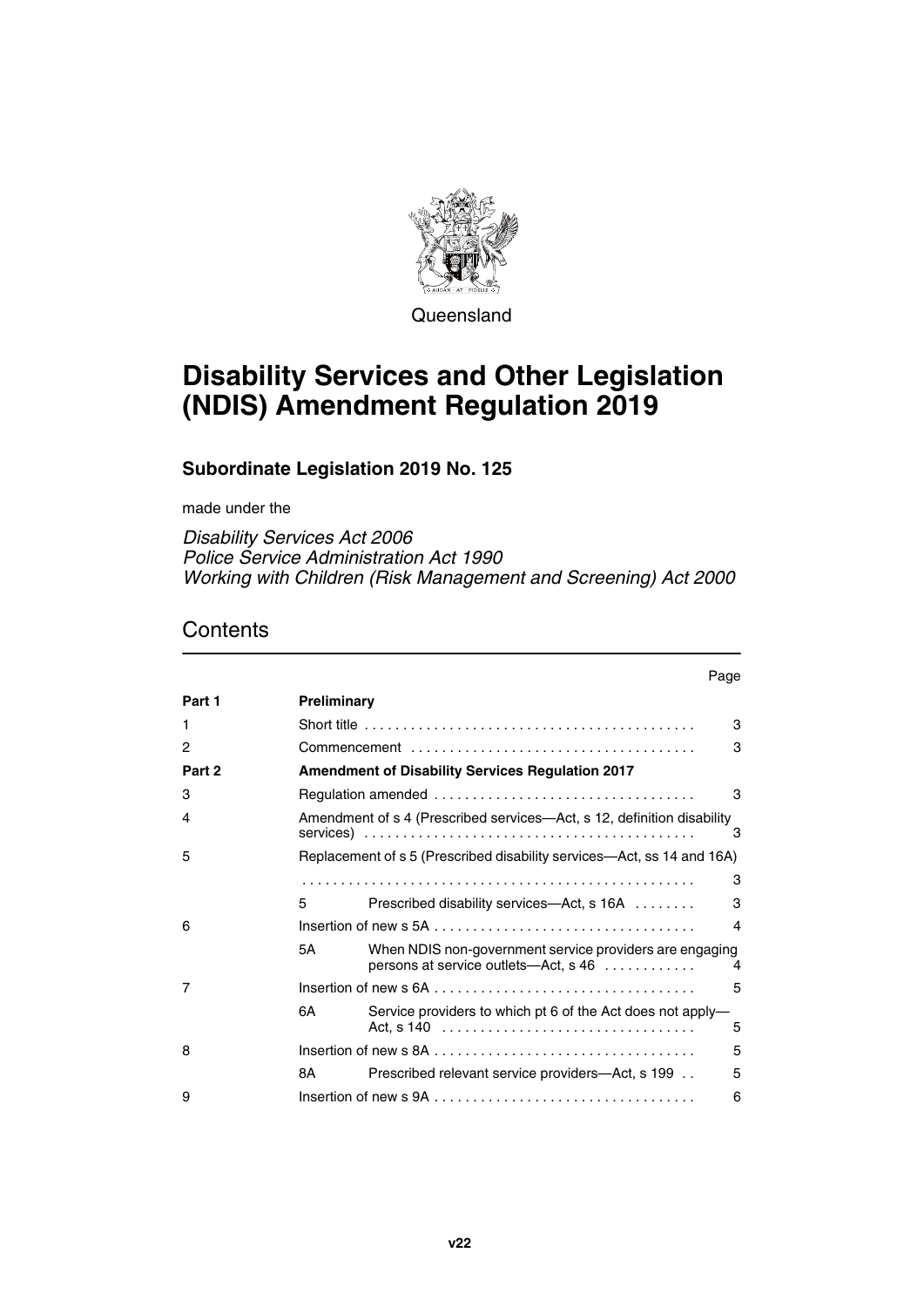Queensland

# Disability Services and Other Legislation (NDIS) Amendment Regulation 2019

## Subordinate Legislation 2019 No. 125

made under the

*Disability Services Act 2006*
*Police Service Administration Act 1990*
*Working with Children (Risk Management and Screening) Act 2000*

## Contents

| | | | Page |
|---|---|---|---|
| **Part 1** | **Preliminary** | | |
| 1 | Short title | | 3 |
| 2 | Commencement | | 3 |
| **Part 2** | **Amendment of Disability Services Regulation 2017** | | |
| 3 | Regulation amended | | 3 |
| 4 | Amendment of s 4 (Prescribed services—Act, s 12, definition disability services) | | 3 |
| 5 | Replacement of s 5 (Prescribed disability services—Act, ss 14 and 16A) | | 3 |
| | 5 | Prescribed disability services—Act, s 16A | 3 |
| 6 | Insertion of new s 5A | | 4 |
| | 5A | When NDIS non-government service providers are engaging persons at service outlets—Act, s 46 | 4 |
| 7 | Insertion of new s 6A | | 5 |
| | 6A | Service providers to which pt 6 of the Act does not apply—Act, s 140 | 5 |
| 8 | Insertion of new s 8A | | 5 |
| | 8A | Prescribed relevant service providers—Act, s 199 | 5 |
| 9 | Insertion of new s 9A | | 6 |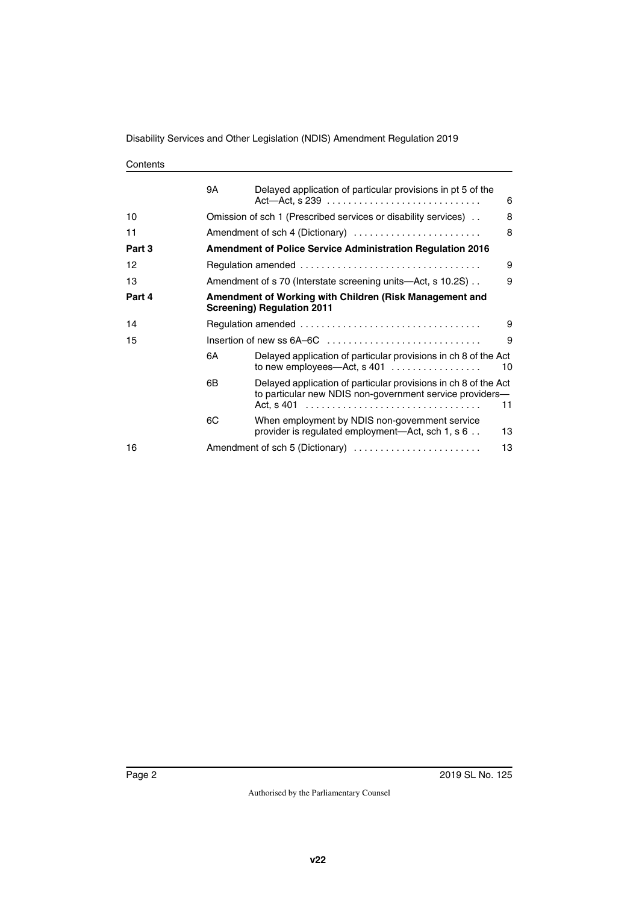Contents

| | | | |
|---|---|---|---|
| | 9A | Delayed application of particular provisions in pt 5 of the Act—Act, s 239 | 6 |
| 10 | | Omission of sch 1 (Prescribed services or disability services) | 8 |
| 11 | | Amendment of sch 4 (Dictionary) | 8 |
| **Part 3** | | **Amendment of Police Service Administration Regulation 2016** | |
| 12 | | Regulation amended | 9 |
| 13 | | Amendment of s 70 (Interstate screening units—Act, s 10.2S) | 9 |
| **Part 4** | | **Amendment of Working with Children (Risk Management and Screening) Regulation 2011** | |
| 14 | | Regulation amended | 9 |
| 15 | | Insertion of new ss 6A–6C | 9 |
| | 6A | Delayed application of particular provisions in ch 8 of the Act to new employees—Act, s 401 | 10 |
| | 6B | Delayed application of particular provisions in ch 8 of the Act to particular new NDIS non-government service providers—Act, s 401 | 11 |
| | 6C | When employment by NDIS non-government service provider is regulated employment—Act, sch 1, s 6 | 13 |
| 16 | | Amendment of sch 5 (Dictionary) | 13 |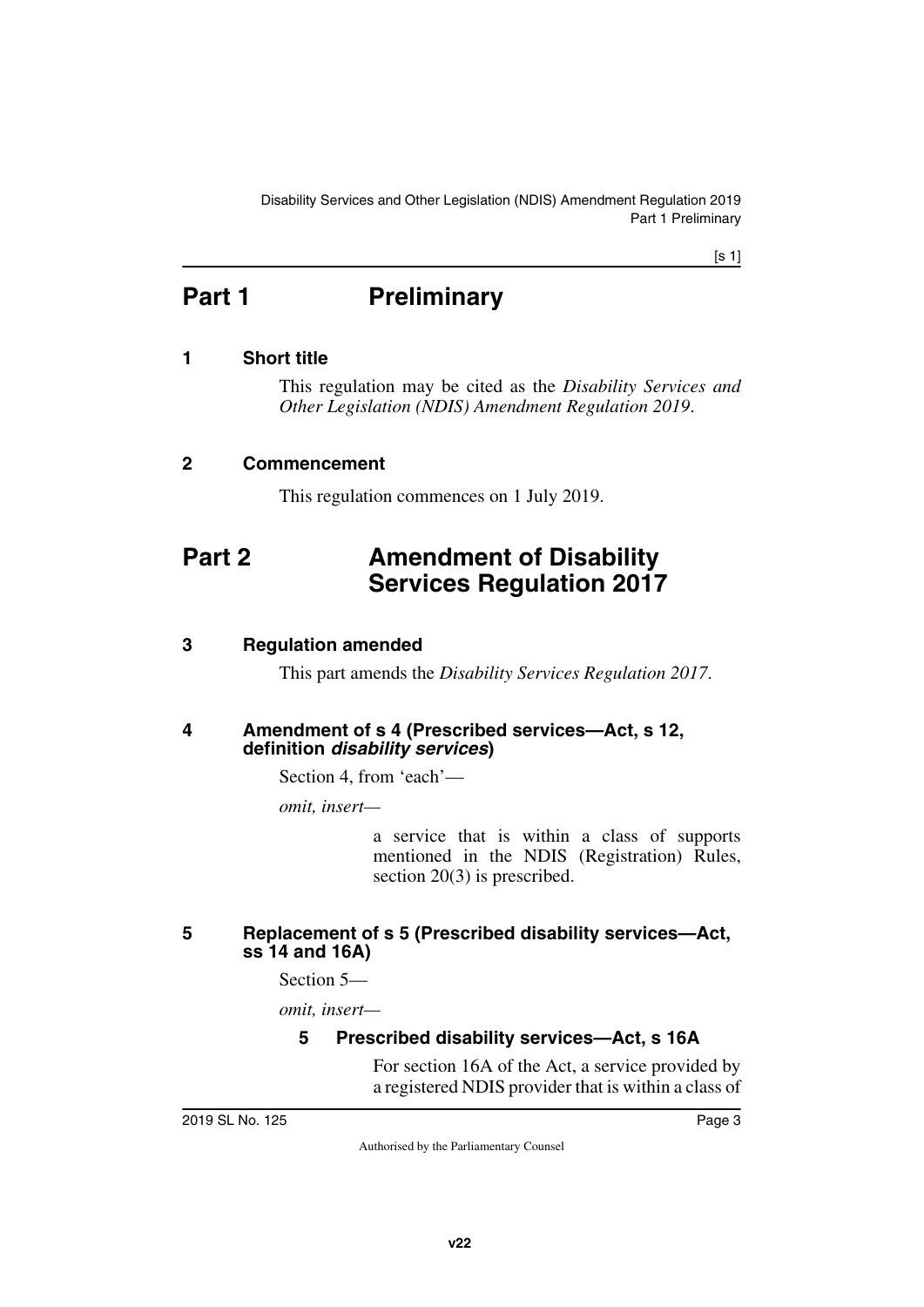# Part 1 Preliminary

### 1 Short title

This regulation may be cited as the *Disability Services and Other Legislation (NDIS) Amendment Regulation 2019*.

### 2 Commencement

This regulation commences on 1 July 2019.

# Part 2 Amendment of Disability Services Regulation 2017

### 3 Regulation amended

This part amends the *Disability Services Regulation 2017*.

### 4 Amendment of s 4 (Prescribed services—Act, s 12, definition *disability services*)

Section 4, from 'each'—

*omit, insert—*

> a service that is within a class of supports mentioned in the NDIS (Registration) Rules, section 20(3) is prescribed.

### 5 Replacement of s 5 (Prescribed disability services—Act, ss 14 and 16A)

Section 5—

*omit, insert—*

> **5 Prescribed disability services—Act, s 16A**
>
> For section 16A of the Act, a service provided by a registered NDIS provider that is within a class of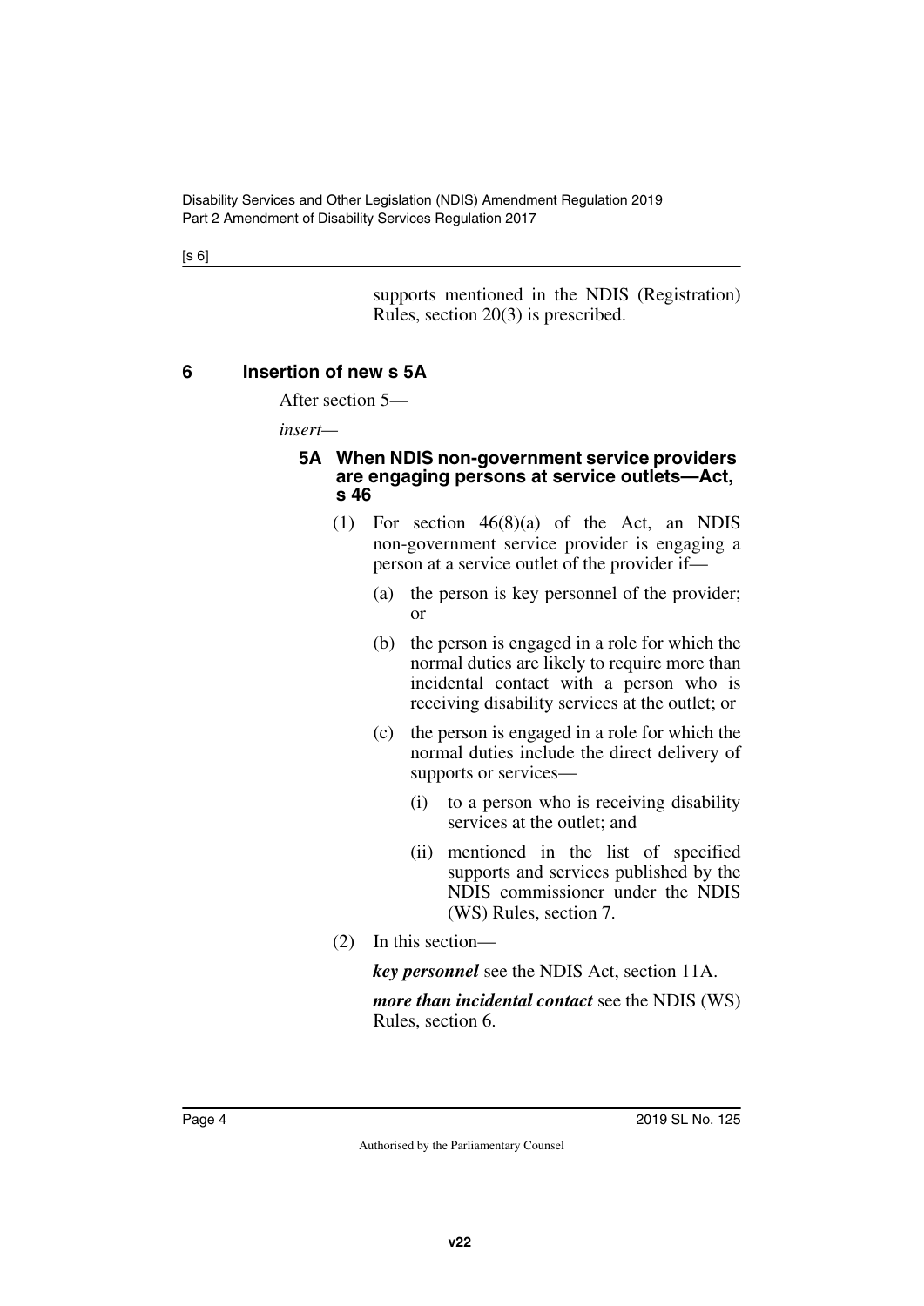supports mentioned in the NDIS (Registration) Rules, section 20(3) is prescribed.

## 6 Insertion of new s 5A

After section 5—

*insert—*

### 5A When NDIS non-government service providers are engaging persons at service outlets—Act, s 46

(1) For section 46(8)(a) of the Act, an NDIS non-government service provider is engaging a person at a service outlet of the provider if—

(a) the person is key personnel of the provider; or

(b) the person is engaged in a role for which the normal duties are likely to require more than incidental contact with a person who is receiving disability services at the outlet; or

(c) the person is engaged in a role for which the normal duties include the direct delivery of supports or services—

(i) to a person who is receiving disability services at the outlet; and

(ii) mentioned in the list of specified supports and services published by the NDIS commissioner under the NDIS (WS) Rules, section 7.

(2) In this section—

***key personnel*** see the NDIS Act, section 11A.

***more than incidental contact*** see the NDIS (WS) Rules, section 6.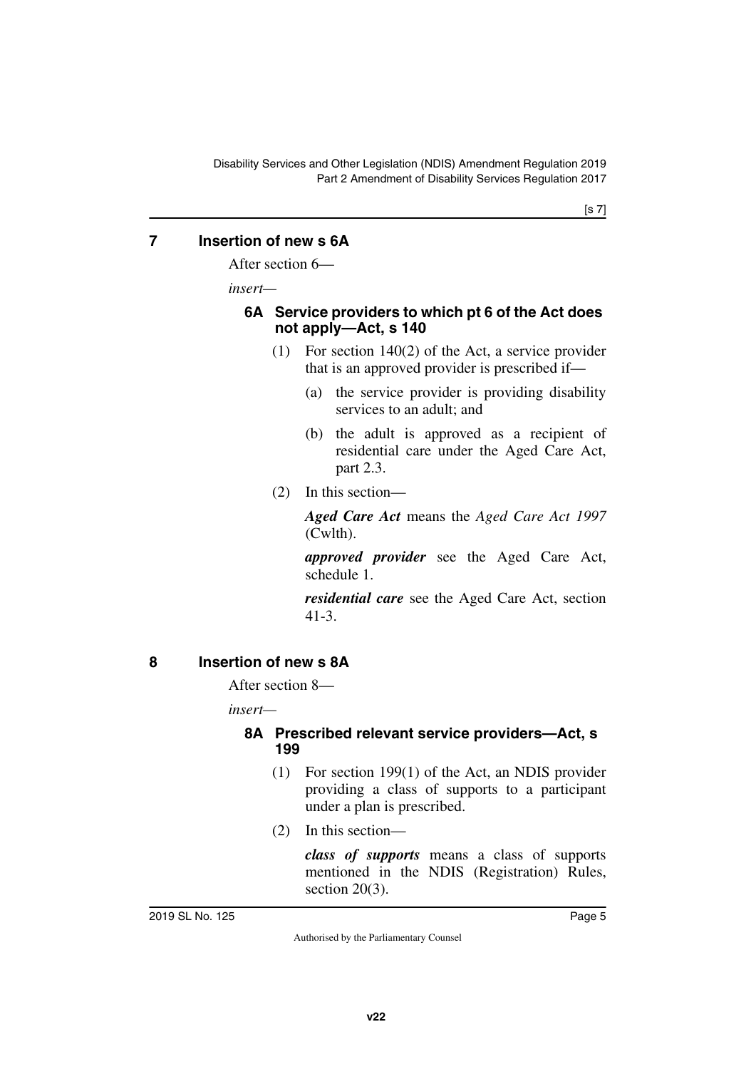## 7 Insertion of new s 6A

After section 6—

*insert*—

### 6A Service providers to which pt 6 of the Act does not apply—Act, s 140

(1) For section 140(2) of the Act, a service provider that is an approved provider is prescribed if—

(a) the service provider is providing disability services to an adult; and

(b) the adult is approved as a recipient of residential care under the Aged Care Act, part 2.3.

(2) In this section—

***Aged Care Act*** means the *Aged Care Act 1997* (Cwlth).

***approved provider*** see the Aged Care Act, schedule 1.

***residential care*** see the Aged Care Act, section 41-3.

## 8 Insertion of new s 8A

After section 8—

*insert*—

### 8A Prescribed relevant service providers—Act, s 199

(1) For section 199(1) of the Act, an NDIS provider providing a class of supports to a participant under a plan is prescribed.

(2) In this section—

***class of supports*** means a class of supports mentioned in the NDIS (Registration) Rules, section 20(3).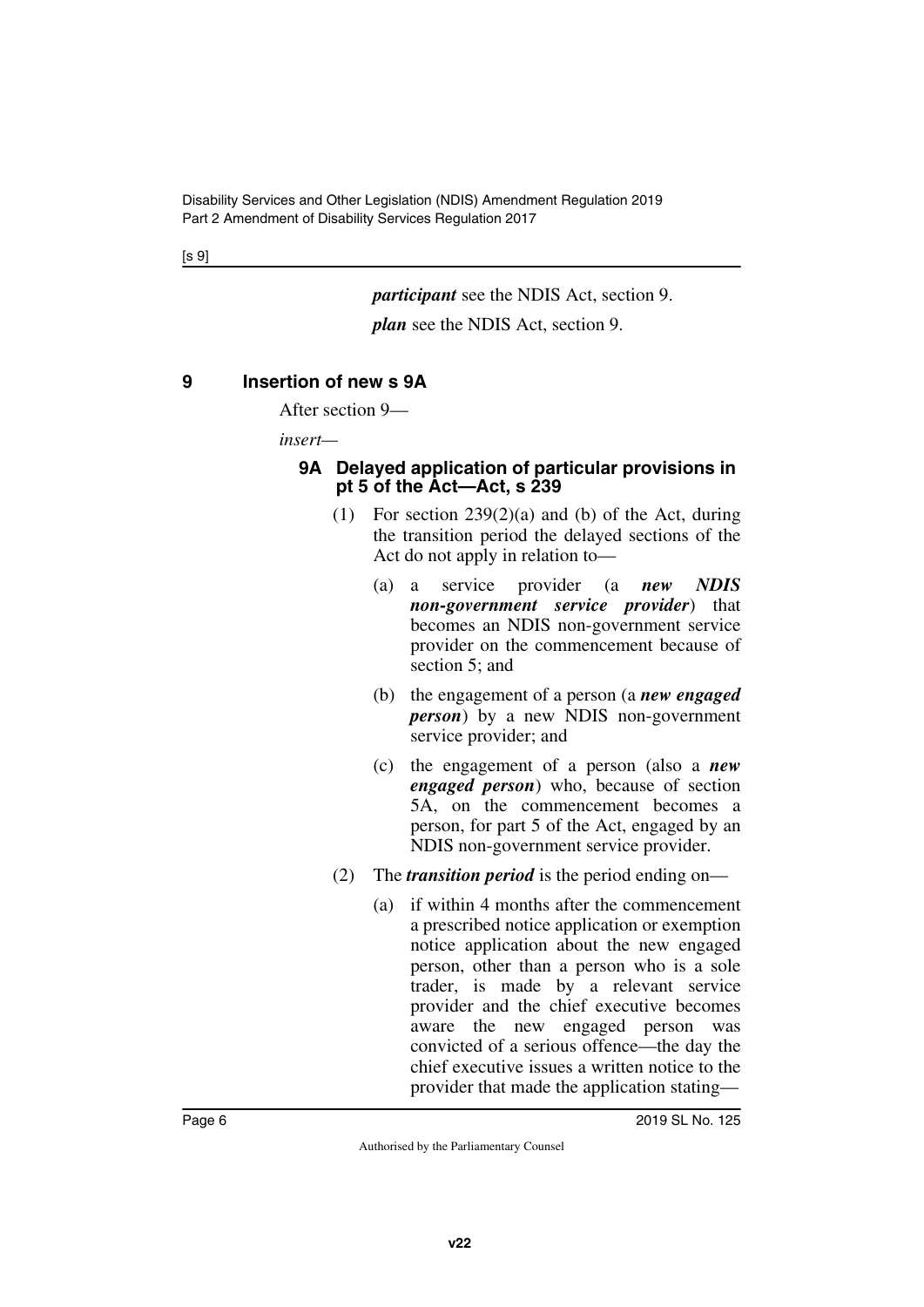***participant*** see the NDIS Act, section 9.

***plan*** see the NDIS Act, section 9.

## 9 Insertion of new s 9A

After section 9—

*insert*—

### 9A Delayed application of particular provisions in pt 5 of the Act—Act, s 239

(1) For section 239(2)(a) and (b) of the Act, during the transition period the delayed sections of the Act do not apply in relation to—

(a) a service provider (a ***new NDIS non-government service provider***) that becomes an NDIS non-government service provider on the commencement because of section 5; and

(b) the engagement of a person (a ***new engaged person***) by a new NDIS non-government service provider; and

(c) the engagement of a person (also a ***new engaged person***) who, because of section 5A, on the commencement becomes a person, for part 5 of the Act, engaged by an NDIS non-government service provider.

(2) The ***transition period*** is the period ending on—

(a) if within 4 months after the commencement a prescribed notice application or exemption notice application about the new engaged person, other than a person who is a sole trader, is made by a relevant service provider and the chief executive becomes aware the new engaged person was convicted of a serious offence—the day the chief executive issues a written notice to the provider that made the application stating—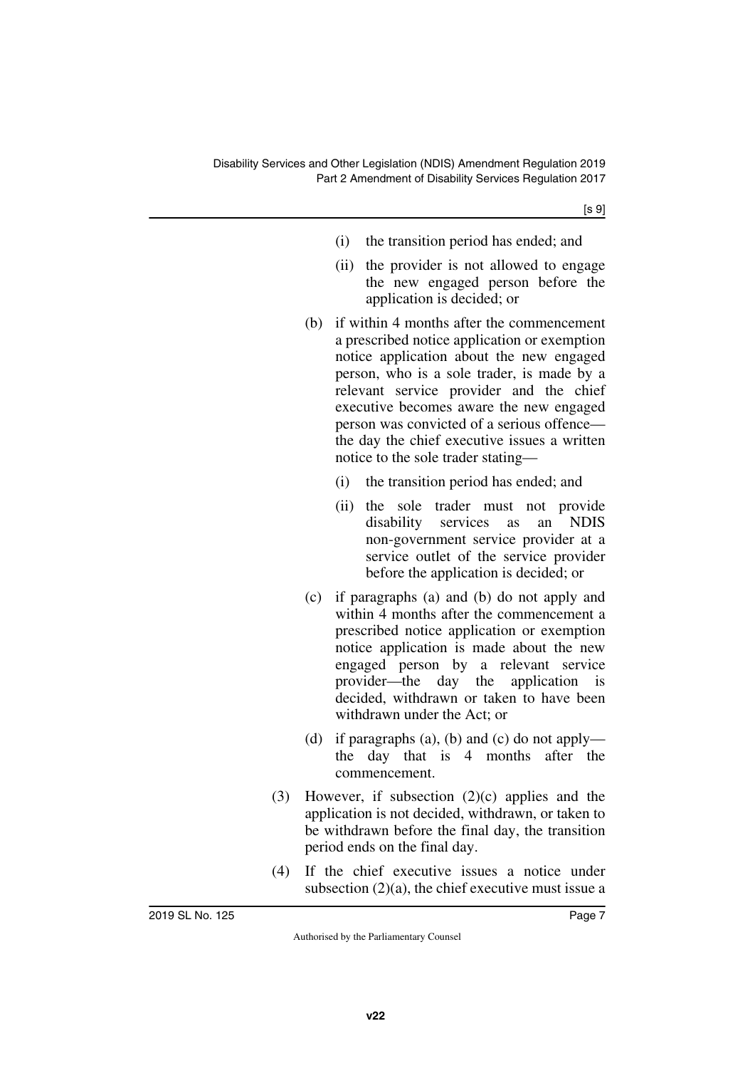(i) the transition period has ended; and

(ii) the provider is not allowed to engage the new engaged person before the application is decided; or

(b) if within 4 months after the commencement a prescribed notice application or exemption notice application about the new engaged person, who is a sole trader, is made by a relevant service provider and the chief executive becomes aware the new engaged person was convicted of a serious offence—the day the chief executive issues a written notice to the sole trader stating—

(i) the transition period has ended; and

(ii) the sole trader must not provide disability services as an NDIS non-government service provider at a service outlet of the service provider before the application is decided; or

(c) if paragraphs (a) and (b) do not apply and within 4 months after the commencement a prescribed notice application or exemption notice application is made about the new engaged person by a relevant service provider—the day the application is decided, withdrawn or taken to have been withdrawn under the Act; or

(d) if paragraphs (a), (b) and (c) do not apply—the day that is 4 months after the commencement.

(3) However, if subsection (2)(c) applies and the application is not decided, withdrawn, or taken to be withdrawn before the final day, the transition period ends on the final day.

(4) If the chief executive issues a notice under subsection (2)(a), the chief executive must issue a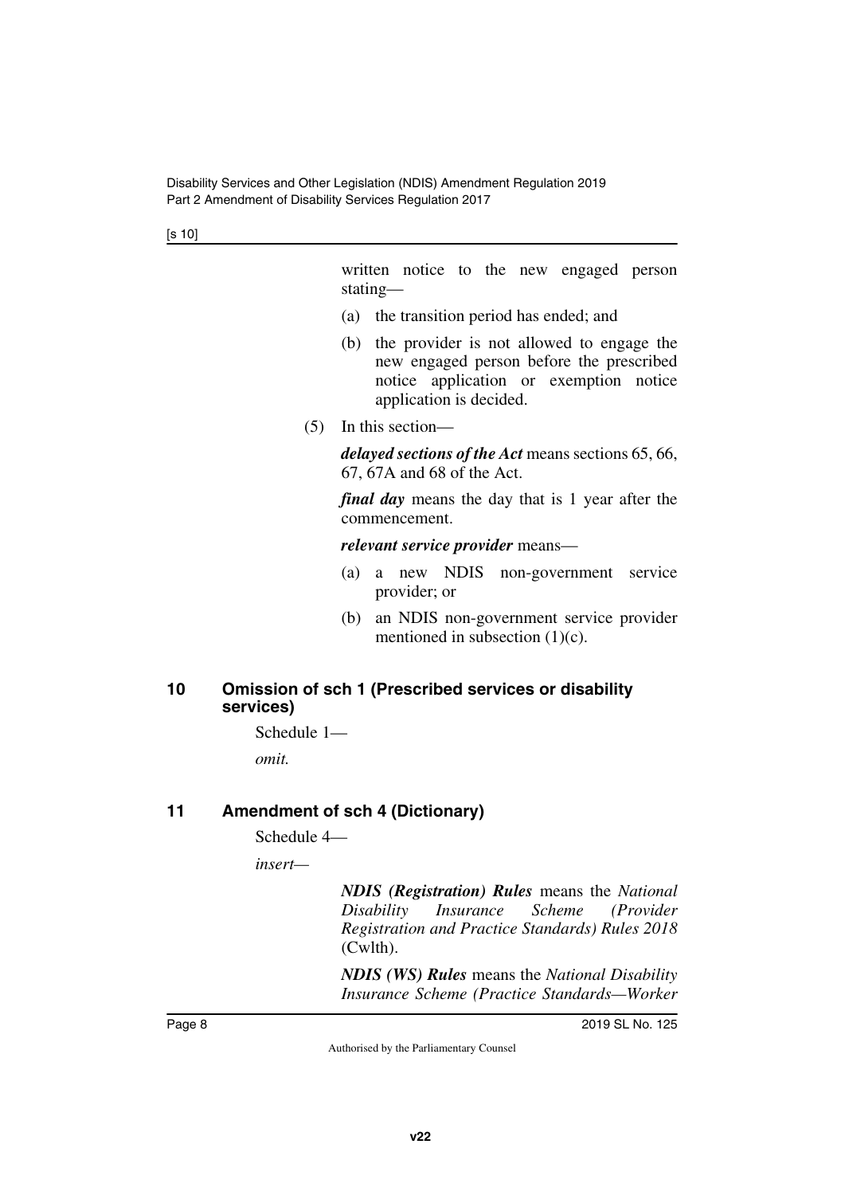written notice to the new engaged person stating—

(a) the transition period has ended; and

(b) the provider is not allowed to engage the new engaged person before the prescribed notice application or exemption notice application is decided.

(5) In this section—

***delayed sections of the Act*** means sections 65, 66, 67, 67A and 68 of the Act.

***final day*** means the day that is 1 year after the commencement.

***relevant service provider*** means—

(a) a new NDIS non-government service provider; or

(b) an NDIS non-government service provider mentioned in subsection (1)(c).

## 10 Omission of sch 1 (Prescribed services or disability services)

Schedule 1—

*omit.*

## 11 Amendment of sch 4 (Dictionary)

Schedule 4—

*insert—*

***NDIS (Registration) Rules*** means the *National Disability Insurance Scheme (Provider Registration and Practice Standards) Rules 2018* (Cwlth).

***NDIS (WS) Rules*** means the *National Disability Insurance Scheme (Practice Standards—Worker*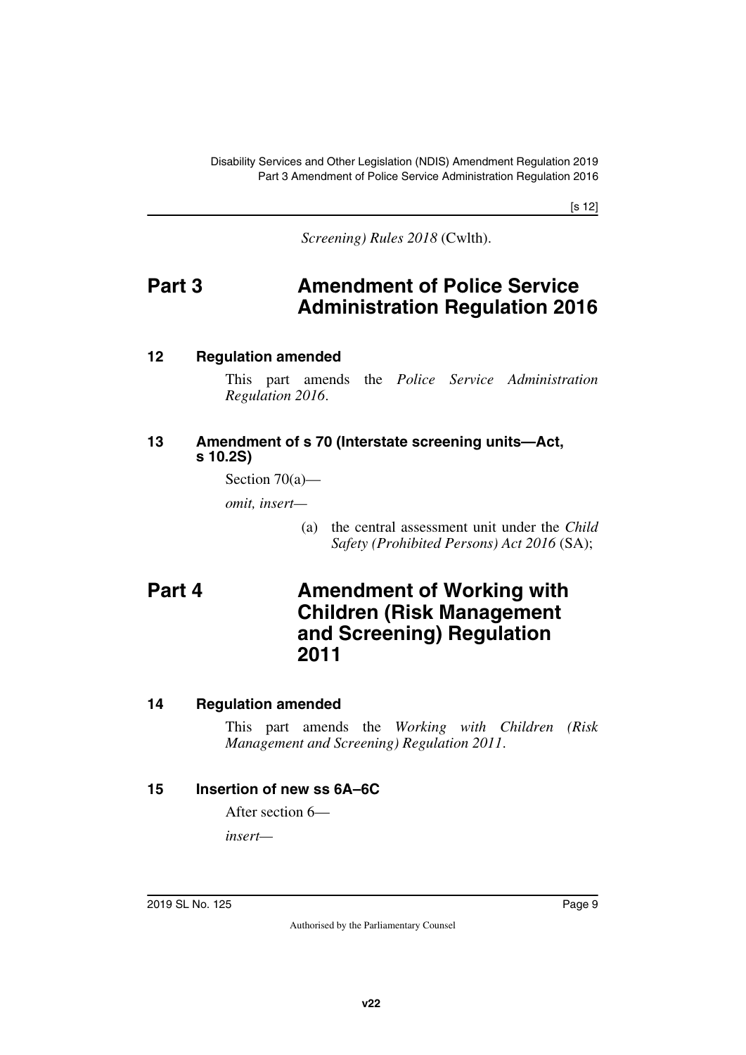*Screening) Rules 2018* (Cwlth).

# Part 3 Amendment of Police Service Administration Regulation 2016

## 12 Regulation amended

This part amends the *Police Service Administration Regulation 2016*.

## 13 Amendment of s 70 (Interstate screening units—Act, s 10.2S)

Section 70(a)—

*omit, insert—*

(a) the central assessment unit under the *Child Safety (Prohibited Persons) Act 2016* (SA);

# Part 4 Amendment of Working with Children (Risk Management and Screening) Regulation 2011

## 14 Regulation amended

This part amends the *Working with Children (Risk Management and Screening) Regulation 2011*.

## 15 Insertion of new ss 6A–6C

After section 6—

*insert—*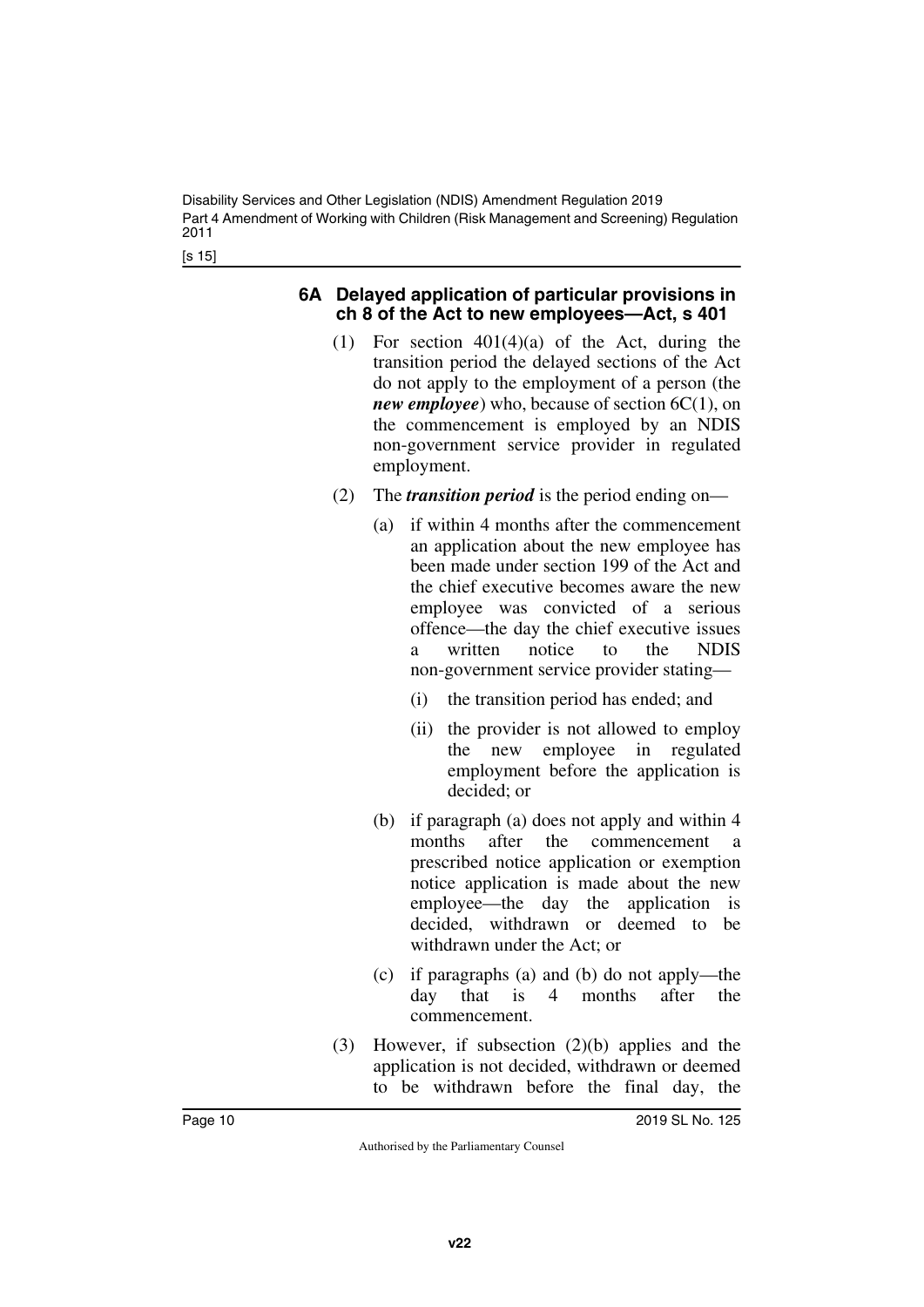### 6A Delayed application of particular provisions in ch 8 of the Act to new employees—Act, s 401

(1) For section 401(4)(a) of the Act, during the transition period the delayed sections of the Act do not apply to the employment of a person (the ***new employee***) who, because of section 6C(1), on the commencement is employed by an NDIS non-government service provider in regulated employment.

(2) The ***transition period*** is the period ending on—

(a) if within 4 months after the commencement an application about the new employee has been made under section 199 of the Act and the chief executive becomes aware the new employee was convicted of a serious offence—the day the chief executive issues a written notice to the NDIS non-government service provider stating—

(i) the transition period has ended; and

(ii) the provider is not allowed to employ the new employee in regulated employment before the application is decided; or

(b) if paragraph (a) does not apply and within 4 months after the commencement a prescribed notice application or exemption notice application is made about the new employee—the day the application is decided, withdrawn or deemed to be withdrawn under the Act; or

(c) if paragraphs (a) and (b) do not apply—the day that is 4 months after the commencement.

(3) However, if subsection (2)(b) applies and the application is not decided, withdrawn or deemed to be withdrawn before the final day, the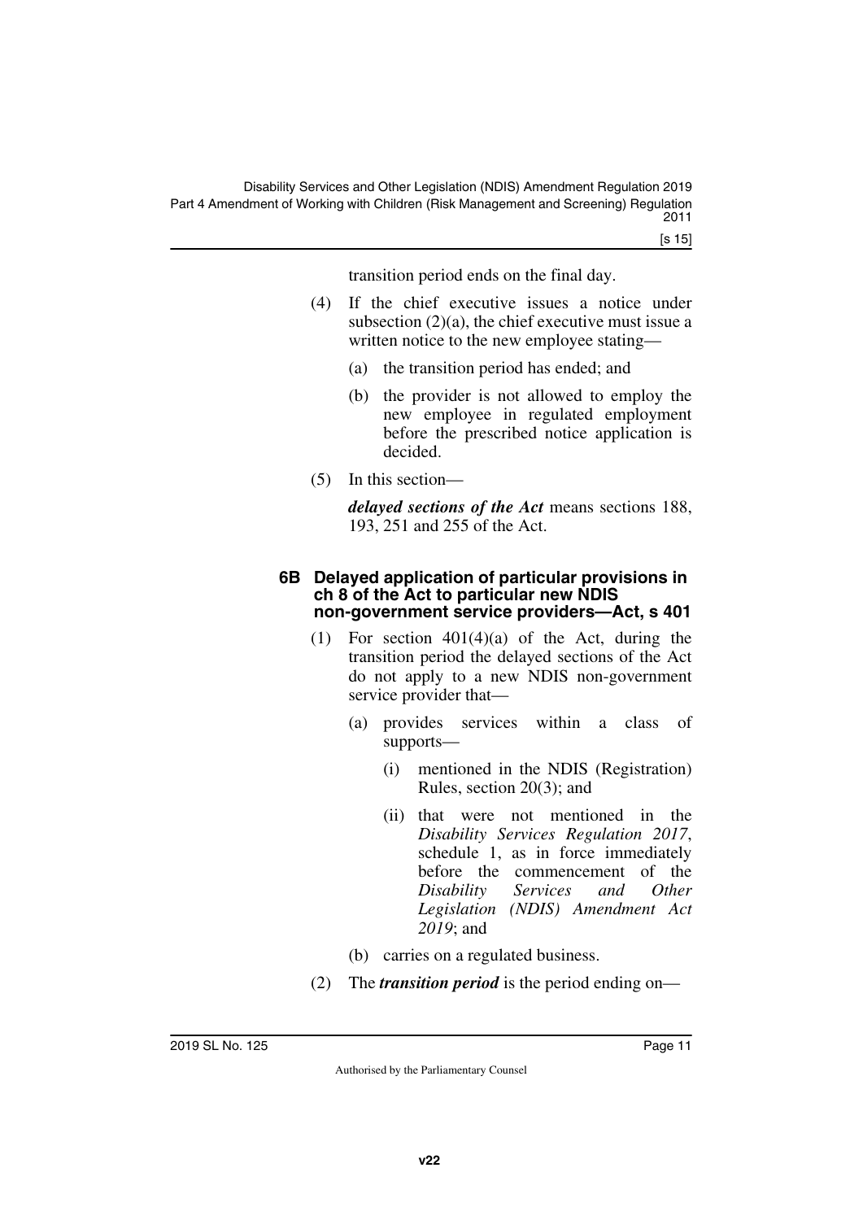transition period ends on the final day.

(4) If the chief executive issues a notice under subsection (2)(a), the chief executive must issue a written notice to the new employee stating—

(a) the transition period has ended; and

(b) the provider is not allowed to employ the new employee in regulated employment before the prescribed notice application is decided.

(5) In this section—

***delayed sections of the Act*** means sections 188, 193, 251 and 255 of the Act.

#### 6B Delayed application of particular provisions in ch 8 of the Act to particular new NDIS non-government service providers—Act, s 401

(1) For section 401(4)(a) of the Act, during the transition period the delayed sections of the Act do not apply to a new NDIS non-government service provider that—

(a) provides services within a class of supports—

(i) mentioned in the NDIS (Registration) Rules, section 20(3); and

(ii) that were not mentioned in the *Disability Services Regulation 2017*, schedule 1, as in force immediately before the commencement of the *Disability Services and Other Legislation (NDIS) Amendment Act 2019*; and

(b) carries on a regulated business.

(2) The ***transition period*** is the period ending on—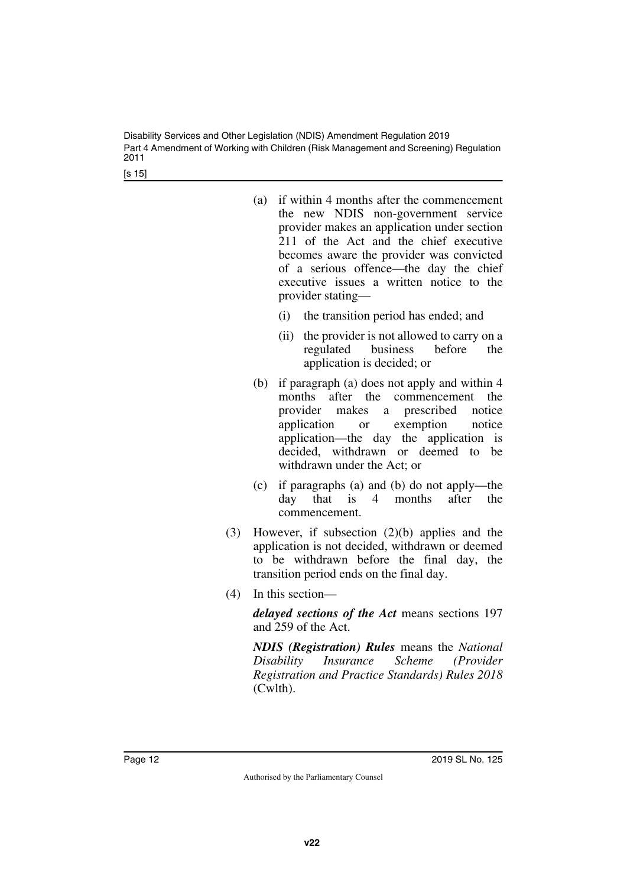(a) if within 4 months after the commencement the new NDIS non-government service provider makes an application under section 211 of the Act and the chief executive becomes aware the provider was convicted of a serious offence—the day the chief executive issues a written notice to the provider stating—

   (i) the transition period has ended; and

   (ii) the provider is not allowed to carry on a regulated business before the application is decided; or

(b) if paragraph (a) does not apply and within 4 months after the commencement the provider makes a prescribed notice application or exemption notice application—the day the application is decided, withdrawn or deemed to be withdrawn under the Act; or

(c) if paragraphs (a) and (b) do not apply—the day that is 4 months after the commencement.

(3) However, if subsection (2)(b) applies and the application is not decided, withdrawn or deemed to be withdrawn before the final day, the transition period ends on the final day.

(4) In this section—

***delayed sections of the Act*** means sections 197 and 259 of the Act.

***NDIS (Registration) Rules*** means the *National Disability Insurance Scheme (Provider Registration and Practice Standards) Rules 2018* (Cwlth).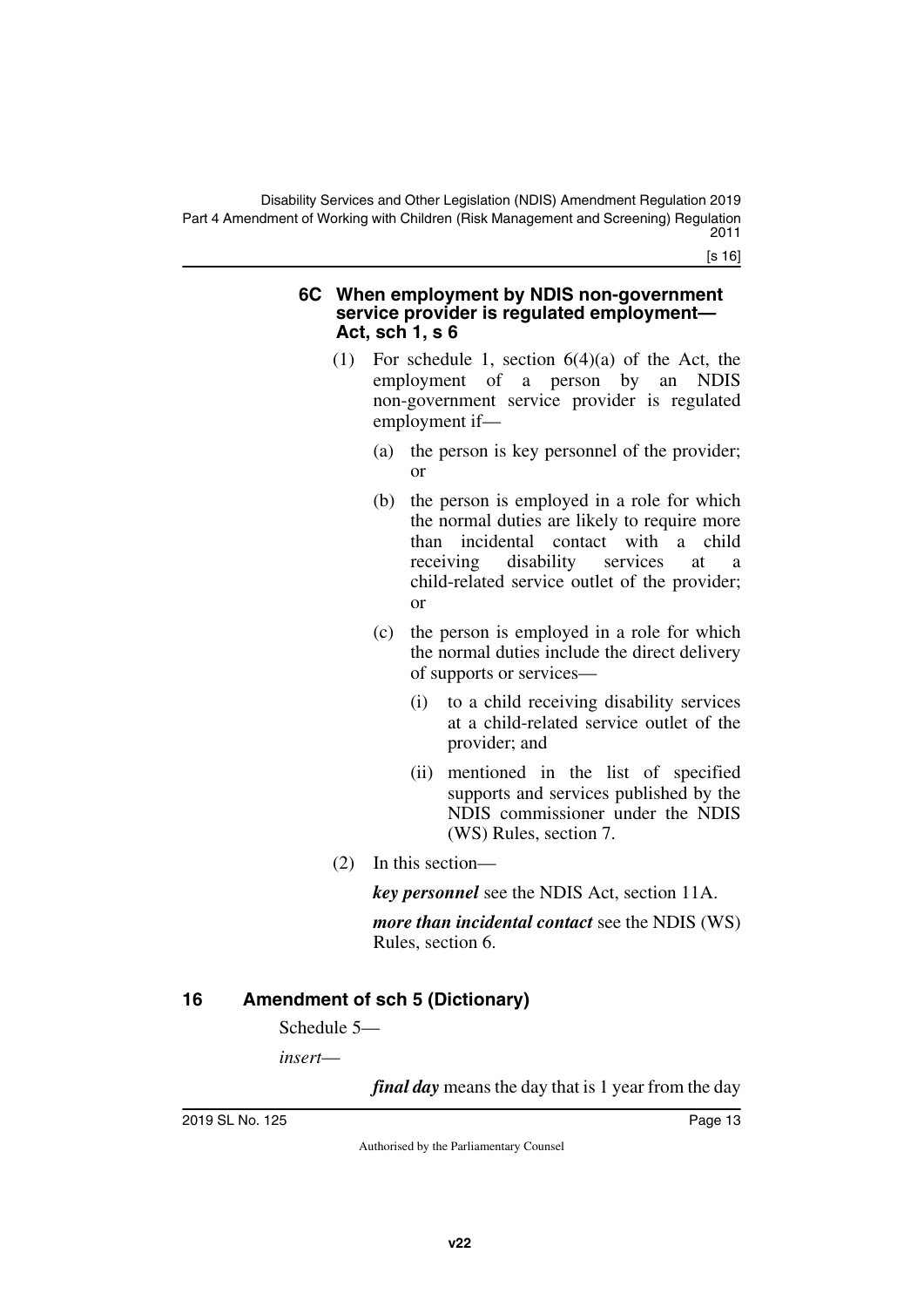### 6C When employment by NDIS non-government service provider is regulated employment—Act, sch 1, s 6

(1) For schedule 1, section 6(4)(a) of the Act, the employment of a person by an NDIS non-government service provider is regulated employment if—

(a) the person is key personnel of the provider; or

(b) the person is employed in a role for which the normal duties are likely to require more than incidental contact with a child receiving disability services at a child-related service outlet of the provider; or

(c) the person is employed in a role for which the normal duties include the direct delivery of supports or services—

(i) to a child receiving disability services at a child-related service outlet of the provider; and

(ii) mentioned in the list of specified supports and services published by the NDIS commissioner under the NDIS (WS) Rules, section 7.

(2) In this section—

***key personnel*** see the NDIS Act, section 11A.

***more than incidental contact*** see the NDIS (WS) Rules, section 6.

## 16 Amendment of sch 5 (Dictionary)

Schedule 5—

*insert*—

***final day*** means the day that is 1 year from the day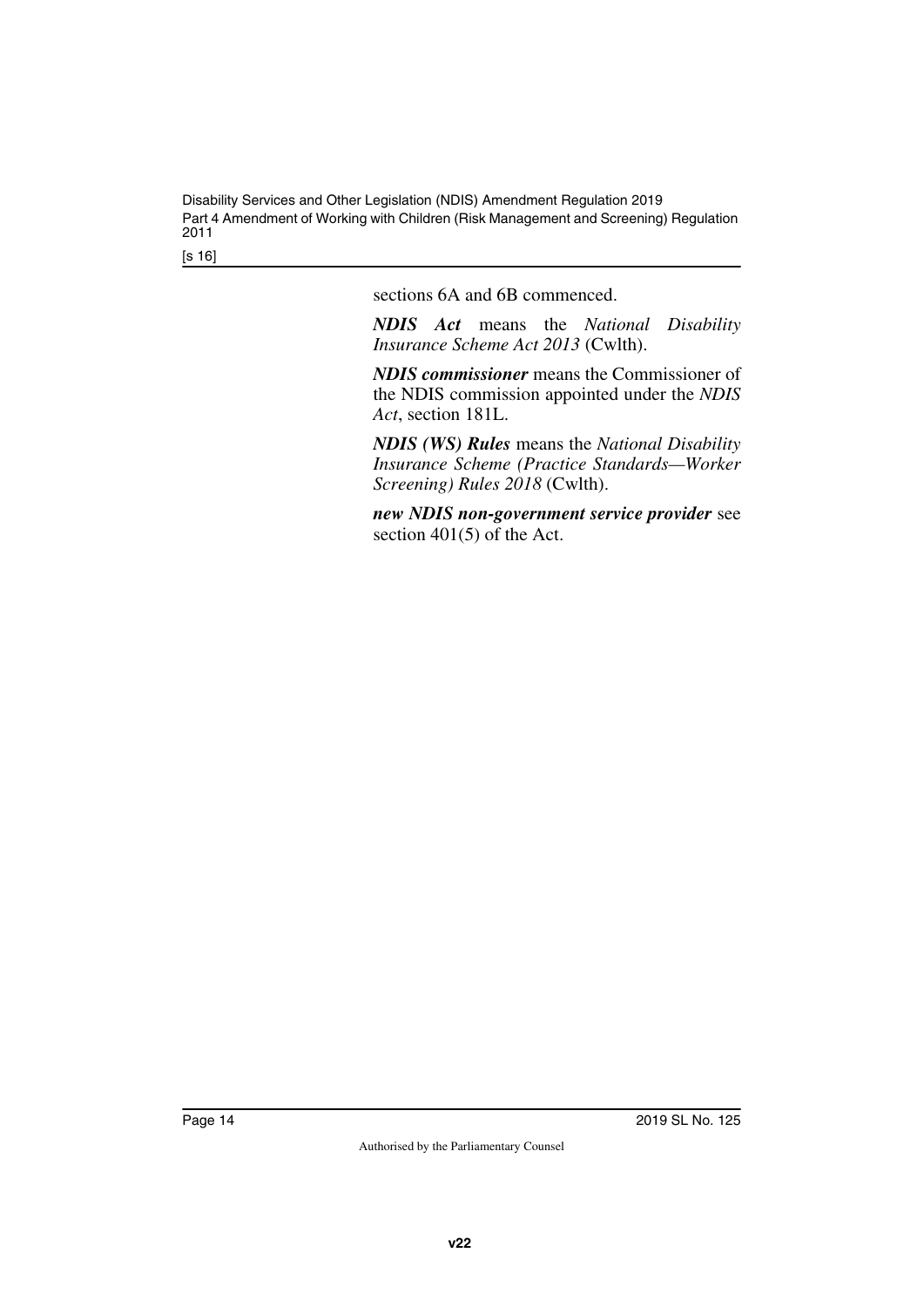sections 6A and 6B commenced.

***NDIS Act*** means the *National Disability Insurance Scheme Act 2013* (Cwlth).

***NDIS commissioner*** means the Commissioner of the NDIS commission appointed under the *NDIS Act*, section 181L.

***NDIS (WS) Rules*** means the *National Disability Insurance Scheme (Practice Standards—Worker Screening) Rules 2018* (Cwlth).

***new NDIS non-government service provider*** see section 401(5) of the Act.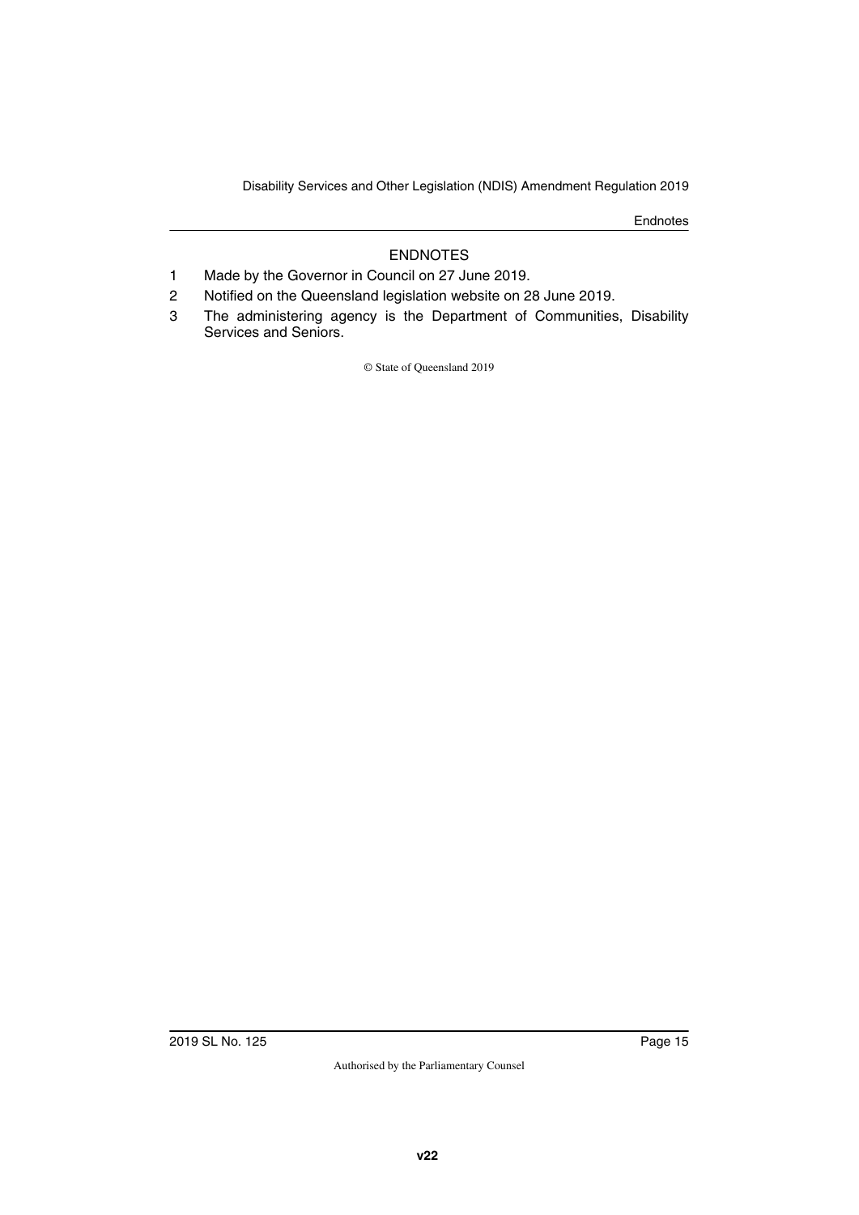## ENDNOTES

1 Made by the Governor in Council on 27 June 2019.

2 Notified on the Queensland legislation website on 28 June 2019.

3 The administering agency is the Department of Communities, Disability Services and Seniors.

© State of Queensland 2019